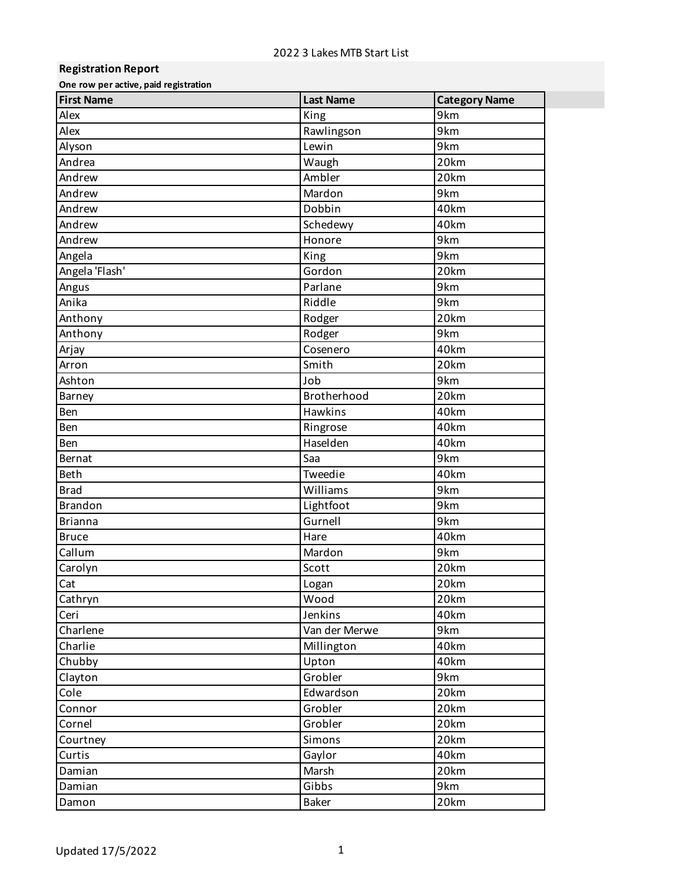2022 3 Lakes MTB Start List

**Registration Report**

**One row per active, paid registration**

| First Name | Last Name | Category Name |
| --- | --- | --- |
| Alex | King | 9km |
| Alex | Rawlingson | 9km |
| Alyson | Lewin | 9km |
| Andrea | Waugh | 20km |
| Andrew | Ambler | 20km |
| Andrew | Mardon | 9km |
| Andrew | Dobbin | 40km |
| Andrew | Schedewy | 40km |
| Andrew | Honore | 9km |
| Angela | King | 9km |
| Angela 'Flash' | Gordon | 20km |
| Angus | Parlane | 9km |
| Anika | Riddle | 9km |
| Anthony | Rodger | 20km |
| Anthony | Rodger | 9km |
| Arjay | Cosenero | 40km |
| Arron | Smith | 20km |
| Ashton | Job | 9km |
| Barney | Brotherhood | 20km |
| Ben | Hawkins | 40km |
| Ben | Ringrose | 40km |
| Ben | Haselden | 40km |
| Bernat | Saa | 9km |
| Beth | Tweedie | 40km |
| Brad | Williams | 9km |
| Brandon | Lightfoot | 9km |
| Brianna | Gurnell | 9km |
| Bruce | Hare | 40km |
| Callum | Mardon | 9km |
| Carolyn | Scott | 20km |
| Cat | Logan | 20km |
| Cathryn | Wood | 20km |
| Ceri | Jenkins | 40km |
| Charlene | Van der Merwe | 9km |
| Charlie | Millington | 40km |
| Chubby | Upton | 40km |
| Clayton | Grobler | 9km |
| Cole | Edwardson | 20km |
| Connor | Grobler | 20km |
| Cornel | Grobler | 20km |
| Courtney | Simons | 20km |
| Curtis | Gaylor | 40km |
| Damian | Marsh | 20km |
| Damian | Gibbs | 9km |
| Damon | Baker | 20km |

Updated 17/5/2022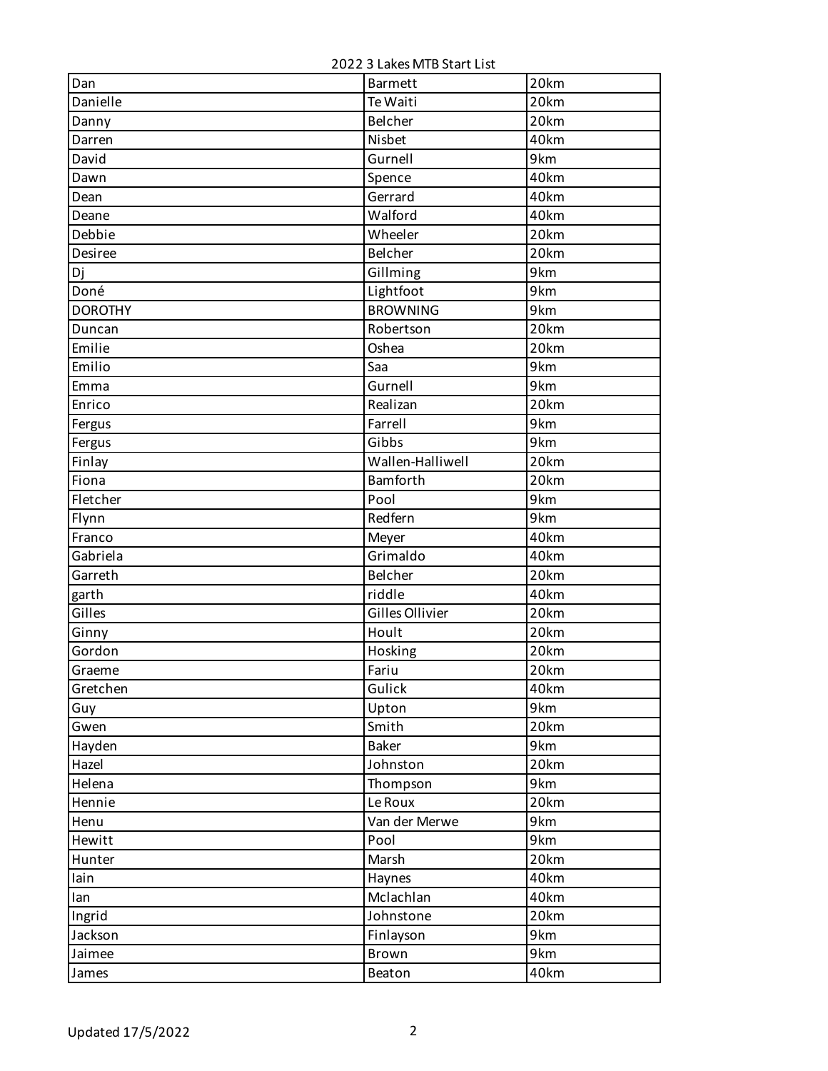2022 3 Lakes MTB Start List

| | | |
|---|---|---|
| Dan | Barmett | 20km |
| Danielle | Te Waiti | 20km |
| Danny | Belcher | 20km |
| Darren | Nisbet | 40km |
| David | Gurnell | 9km |
| Dawn | Spence | 40km |
| Dean | Gerrard | 40km |
| Deane | Walford | 40km |
| Debbie | Wheeler | 20km |
| Desiree | Belcher | 20km |
| Dj | Gillming | 9km |
| Doné | Lightfoot | 9km |
| DOROTHY | BROWNING | 9km |
| Duncan | Robertson | 20km |
| Emilie | Oshea | 20km |
| Emilio | Saa | 9km |
| Emma | Gurnell | 9km |
| Enrico | Realizan | 20km |
| Fergus | Farrell | 9km |
| Fergus | Gibbs | 9km |
| Finlay | Wallen-Halliwell | 20km |
| Fiona | Bamforth | 20km |
| Fletcher | Pool | 9km |
| Flynn | Redfern | 9km |
| Franco | Meyer | 40km |
| Gabriela | Grimaldo | 40km |
| Garreth | Belcher | 20km |
| garth | riddle | 40km |
| Gilles | Gilles Ollivier | 20km |
| Ginny | Hoult | 20km |
| Gordon | Hosking | 20km |
| Graeme | Fariu | 20km |
| Gretchen | Gulick | 40km |
| Guy | Upton | 9km |
| Gwen | Smith | 20km |
| Hayden | Baker | 9km |
| Hazel | Johnston | 20km |
| Helena | Thompson | 9km |
| Hennie | Le Roux | 20km |
| Henu | Van der Merwe | 9km |
| Hewitt | Pool | 9km |
| Hunter | Marsh | 20km |
| Iain | Haynes | 40km |
| Ian | Mclachlan | 40km |
| Ingrid | Johnstone | 20km |
| Jackson | Finlayson | 9km |
| Jaimee | Brown | 9km |
| James | Beaton | 40km |

Updated 17/5/2022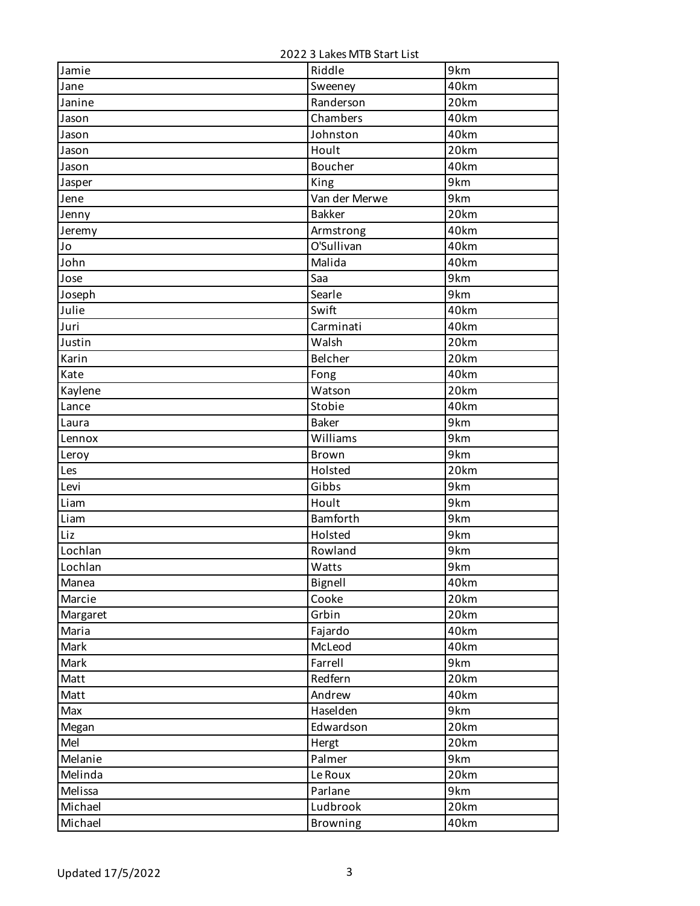2022 3 Lakes MTB Start List

| | | |
|---|---|---|
| Jamie | Riddle | 9km |
| Jane | Sweeney | 40km |
| Janine | Randerson | 20km |
| Jason | Chambers | 40km |
| Jason | Johnston | 40km |
| Jason | Hoult | 20km |
| Jason | Boucher | 40km |
| Jasper | King | 9km |
| Jene | Van der Merwe | 9km |
| Jenny | Bakker | 20km |
| Jeremy | Armstrong | 40km |
| Jo | O'Sullivan | 40km |
| John | Malida | 40km |
| Jose | Saa | 9km |
| Joseph | Searle | 9km |
| Julie | Swift | 40km |
| Juri | Carminati | 40km |
| Justin | Walsh | 20km |
| Karin | Belcher | 20km |
| Kate | Fong | 40km |
| Kaylene | Watson | 20km |
| Lance | Stobie | 40km |
| Laura | Baker | 9km |
| Lennox | Williams | 9km |
| Leroy | Brown | 9km |
| Les | Holsted | 20km |
| Levi | Gibbs | 9km |
| Liam | Hoult | 9km |
| Liam | Bamforth | 9km |
| Liz | Holsted | 9km |
| Lochlan | Rowland | 9km |
| Lochlan | Watts | 9km |
| Manea | Bignell | 40km |
| Marcie | Cooke | 20km |
| Margaret | Grbin | 20km |
| Maria | Fajardo | 40km |
| Mark | McLeod | 40km |
| Mark | Farrell | 9km |
| Matt | Redfern | 20km |
| Matt | Andrew | 40km |
| Max | Haselden | 9km |
| Megan | Edwardson | 20km |
| Mel | Hergt | 20km |
| Melanie | Palmer | 9km |
| Melinda | Le Roux | 20km |
| Melissa | Parlane | 9km |
| Michael | Ludbrook | 20km |
| Michael | Browning | 40km |

Updated 17/5/2022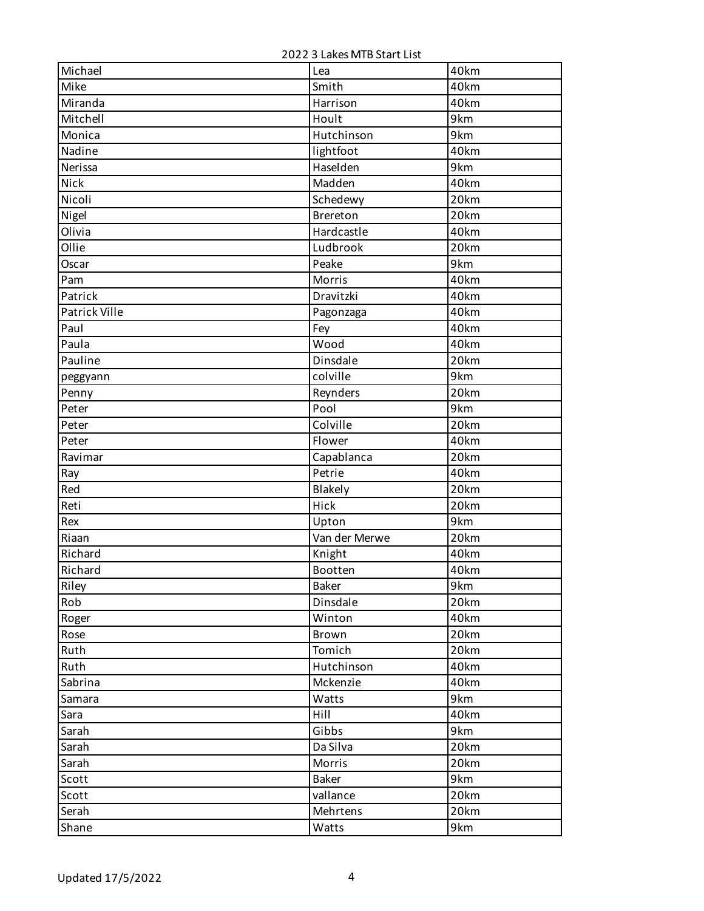2022 3 Lakes MTB Start List

| | | |
|---|---|---|
| Michael | Lea | 40km |
| Mike | Smith | 40km |
| Miranda | Harrison | 40km |
| Mitchell | Hoult | 9km |
| Monica | Hutchinson | 9km |
| Nadine | lightfoot | 40km |
| Nerissa | Haselden | 9km |
| Nick | Madden | 40km |
| Nicoli | Schedewy | 20km |
| Nigel | Brereton | 20km |
| Olivia | Hardcastle | 40km |
| Ollie | Ludbrook | 20km |
| Oscar | Peake | 9km |
| Pam | Morris | 40km |
| Patrick | Dravitzki | 40km |
| Patrick Ville | Pagonzaga | 40km |
| Paul | Fey | 40km |
| Paula | Wood | 40km |
| Pauline | Dinsdale | 20km |
| peggyann | colville | 9km |
| Penny | Reynders | 20km |
| Peter | Pool | 9km |
| Peter | Colville | 20km |
| Peter | Flower | 40km |
| Ravimar | Capablanca | 20km |
| Ray | Petrie | 40km |
| Red | Blakely | 20km |
| Reti | Hick | 20km |
| Rex | Upton | 9km |
| Riaan | Van der Merwe | 20km |
| Richard | Knight | 40km |
| Richard | Bootten | 40km |
| Riley | Baker | 9km |
| Rob | Dinsdale | 20km |
| Roger | Winton | 40km |
| Rose | Brown | 20km |
| Ruth | Tomich | 20km |
| Ruth | Hutchinson | 40km |
| Sabrina | Mckenzie | 40km |
| Samara | Watts | 9km |
| Sara | Hill | 40km |
| Sarah | Gibbs | 9km |
| Sarah | Da Silva | 20km |
| Sarah | Morris | 20km |
| Scott | Baker | 9km |
| Scott | vallance | 20km |
| Serah | Mehrtens | 20km |
| Shane | Watts | 9km |

Updated 17/5/2022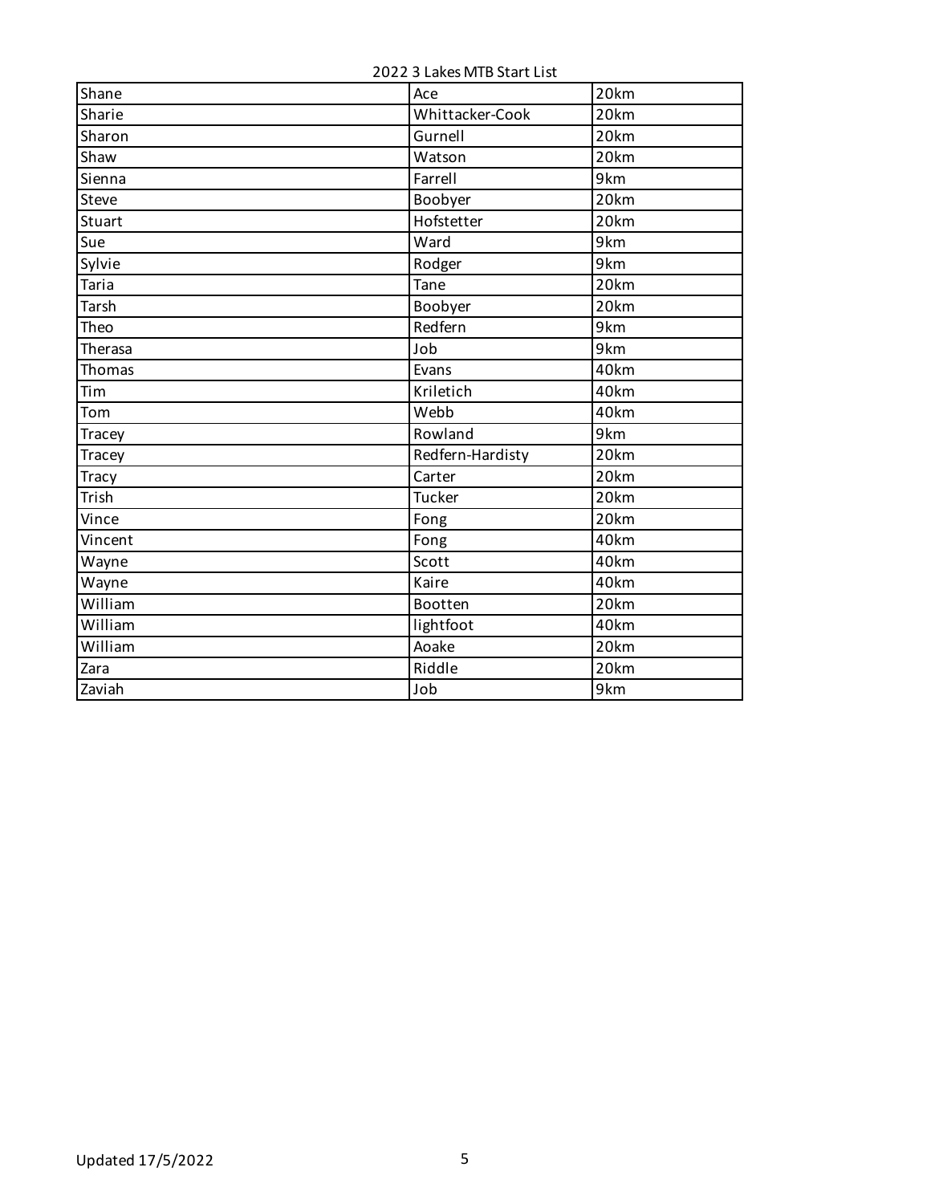2022 3 Lakes MTB Start List

| | | |
|---|---|---|
| Shane | Ace | 20km |
| Sharie | Whittacker-Cook | 20km |
| Sharon | Gurnell | 20km |
| Shaw | Watson | 20km |
| Sienna | Farrell | 9km |
| Steve | Boobyer | 20km |
| Stuart | Hofstetter | 20km |
| Sue | Ward | 9km |
| Sylvie | Rodger | 9km |
| Taria | Tane | 20km |
| Tarsh | Boobyer | 20km |
| Theo | Redfern | 9km |
| Therasa | Job | 9km |
| Thomas | Evans | 40km |
| Tim | Kriletich | 40km |
| Tom | Webb | 40km |
| Tracey | Rowland | 9km |
| Tracey | Redfern-Hardisty | 20km |
| Tracy | Carter | 20km |
| Trish | Tucker | 20km |
| Vince | Fong | 20km |
| Vincent | Fong | 40km |
| Wayne | Scott | 40km |
| Wayne | Kaire | 40km |
| William | Bootten | 20km |
| William | lightfoot | 40km |
| William | Aoake | 20km |
| Zara | Riddle | 20km |
| Zaviah | Job | 9km |

Updated 17/5/2022